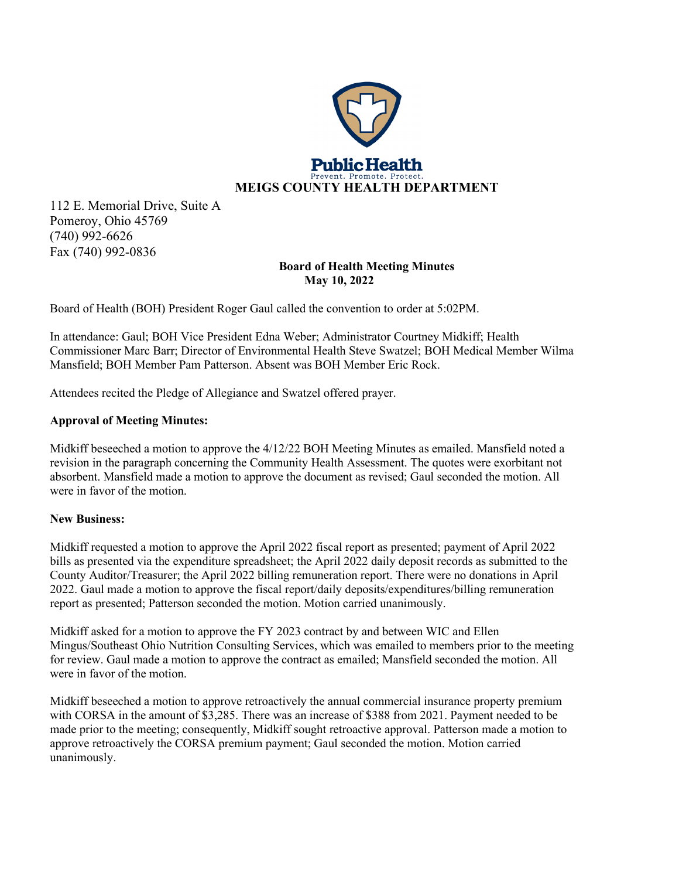Public Health
Prevent. Promote. Protect.

# MEIGS COUNTY HEALTH DEPARTMENT

112 E. Memorial Drive, Suite A
Pomeroy, Ohio 45769
(740) 992-6626
Fax (740) 992-0836

**Board of Health Meeting Minutes**
**May 10, 2022**

Board of Health (BOH) President Roger Gaul called the convention to order at 5:02PM.

In attendance: Gaul; BOH Vice President Edna Weber; Administrator Courtney Midkiff; Health Commissioner Marc Barr; Director of Environmental Health Steve Swatzel; BOH Medical Member Wilma Mansfield; BOH Member Pam Patterson. Absent was BOH Member Eric Rock.

Attendees recited the Pledge of Allegiance and Swatzel offered prayer.

**Approval of Meeting Minutes:**

Midkiff beseeched a motion to approve the 4/12/22 BOH Meeting Minutes as emailed. Mansfield noted a revision in the paragraph concerning the Community Health Assessment. The quotes were exorbitant not absorbent. Mansfield made a motion to approve the document as revised; Gaul seconded the motion. All were in favor of the motion.

**New Business:**

Midkiff requested a motion to approve the April 2022 fiscal report as presented; payment of April 2022 bills as presented via the expenditure spreadsheet; the April 2022 daily deposit records as submitted to the County Auditor/Treasurer; the April 2022 billing remuneration report. There were no donations in April 2022. Gaul made a motion to approve the fiscal report/daily deposits/expenditures/billing remuneration report as presented; Patterson seconded the motion. Motion carried unanimously.

Midkiff asked for a motion to approve the FY 2023 contract by and between WIC and Ellen Mingus/Southeast Ohio Nutrition Consulting Services, which was emailed to members prior to the meeting for review. Gaul made a motion to approve the contract as emailed; Mansfield seconded the motion. All were in favor of the motion.

Midkiff beseeched a motion to approve retroactively the annual commercial insurance property premium with CORSA in the amount of $3,285. There was an increase of $388 from 2021. Payment needed to be made prior to the meeting; consequently, Midkiff sought retroactive approval. Patterson made a motion to approve retroactively the CORSA premium payment; Gaul seconded the motion. Motion carried unanimously.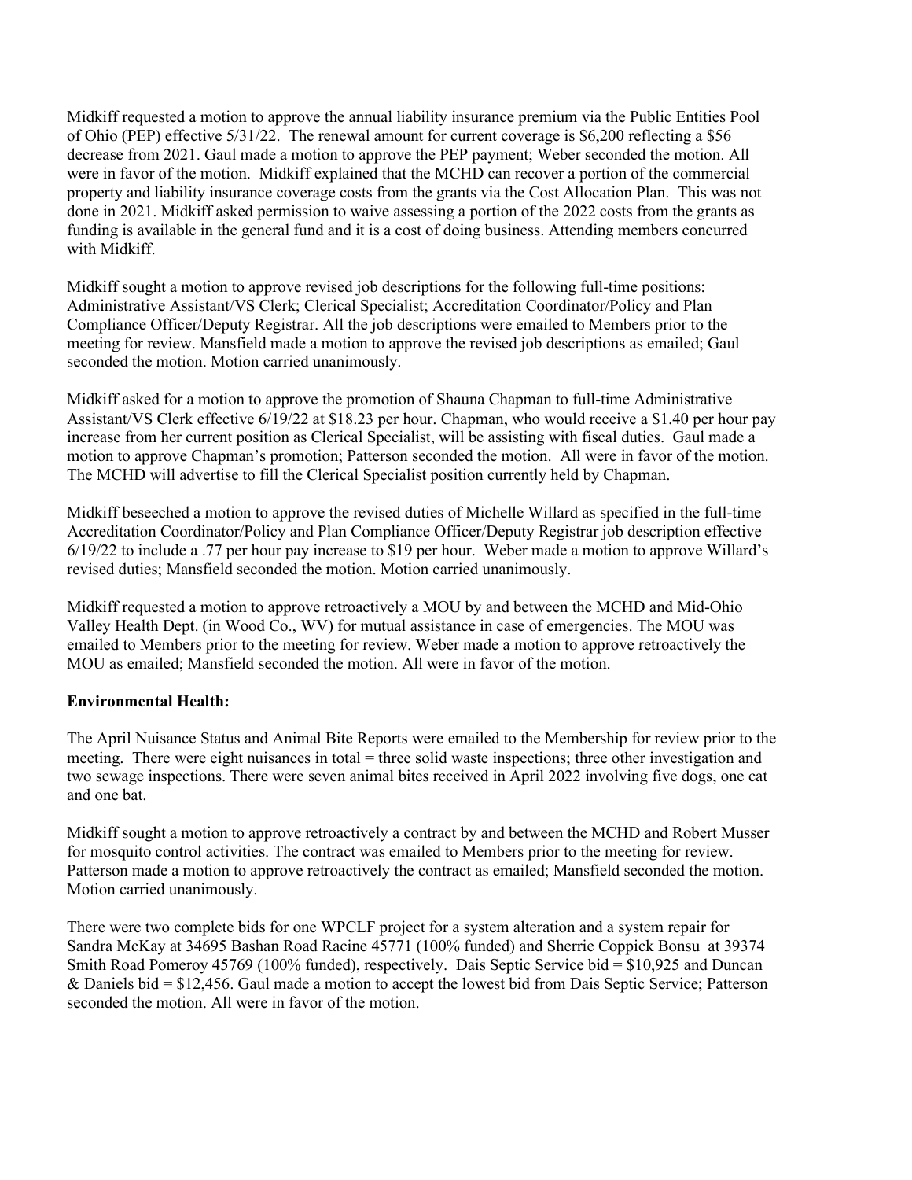Midkiff requested a motion to approve the annual liability insurance premium via the Public Entities Pool of Ohio (PEP) effective 5/31/22. The renewal amount for current coverage is $6,200 reflecting a $56 decrease from 2021. Gaul made a motion to approve the PEP payment; Weber seconded the motion. All were in favor of the motion. Midkiff explained that the MCHD can recover a portion of the commercial property and liability insurance coverage costs from the grants via the Cost Allocation Plan. This was not done in 2021. Midkiff asked permission to waive assessing a portion of the 2022 costs from the grants as funding is available in the general fund and it is a cost of doing business. Attending members concurred with Midkiff.

Midkiff sought a motion to approve revised job descriptions for the following full-time positions: Administrative Assistant/VS Clerk; Clerical Specialist; Accreditation Coordinator/Policy and Plan Compliance Officer/Deputy Registrar. All the job descriptions were emailed to Members prior to the meeting for review. Mansfield made a motion to approve the revised job descriptions as emailed; Gaul seconded the motion. Motion carried unanimously.

Midkiff asked for a motion to approve the promotion of Shauna Chapman to full-time Administrative Assistant/VS Clerk effective 6/19/22 at $18.23 per hour. Chapman, who would receive a $1.40 per hour pay increase from her current position as Clerical Specialist, will be assisting with fiscal duties. Gaul made a motion to approve Chapman's promotion; Patterson seconded the motion. All were in favor of the motion. The MCHD will advertise to fill the Clerical Specialist position currently held by Chapman.

Midkiff beseeched a motion to approve the revised duties of Michelle Willard as specified in the full-time Accreditation Coordinator/Policy and Plan Compliance Officer/Deputy Registrar job description effective 6/19/22 to include a .77 per hour pay increase to $19 per hour. Weber made a motion to approve Willard's revised duties; Mansfield seconded the motion. Motion carried unanimously.

Midkiff requested a motion to approve retroactively a MOU by and between the MCHD and Mid-Ohio Valley Health Dept. (in Wood Co., WV) for mutual assistance in case of emergencies. The MOU was emailed to Members prior to the meeting for review. Weber made a motion to approve retroactively the MOU as emailed; Mansfield seconded the motion. All were in favor of the motion.

**Environmental Health:**

The April Nuisance Status and Animal Bite Reports were emailed to the Membership for review prior to the meeting. There were eight nuisances in total = three solid waste inspections; three other investigation and two sewage inspections. There were seven animal bites received in April 2022 involving five dogs, one cat and one bat.

Midkiff sought a motion to approve retroactively a contract by and between the MCHD and Robert Musser for mosquito control activities. The contract was emailed to Members prior to the meeting for review. Patterson made a motion to approve retroactively the contract as emailed; Mansfield seconded the motion. Motion carried unanimously.

There were two complete bids for one WPCLF project for a system alteration and a system repair for Sandra McKay at 34695 Bashan Road Racine 45771 (100% funded) and Sherrie Coppick Bonsu at 39374 Smith Road Pomeroy 45769 (100% funded), respectively. Dais Septic Service bid = $10,925 and Duncan & Daniels bid = $12,456. Gaul made a motion to accept the lowest bid from Dais Septic Service; Patterson seconded the motion. All were in favor of the motion.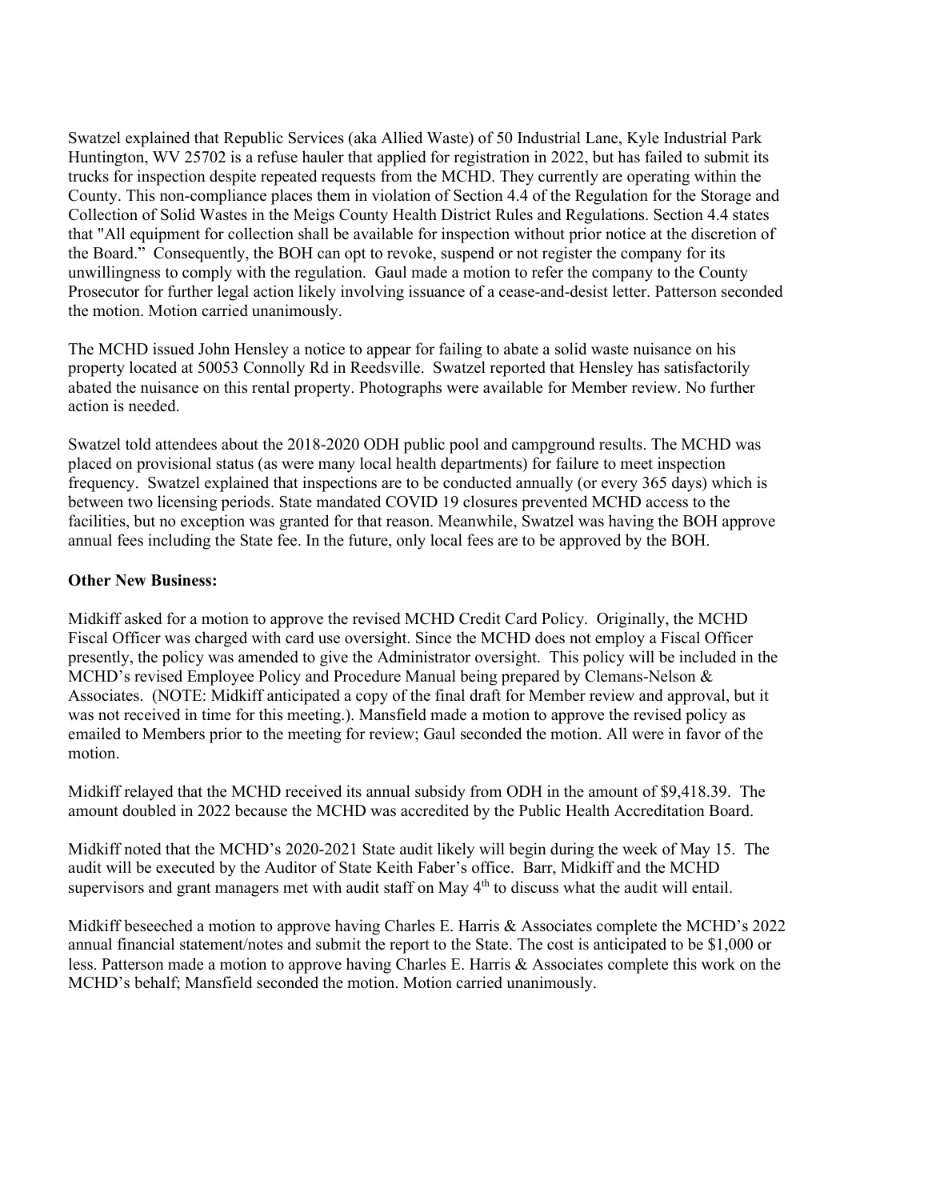Swatzel explained that Republic Services (aka Allied Waste) of 50 Industrial Lane, Kyle Industrial Park Huntington, WV 25702 is a refuse hauler that applied for registration in 2022, but has failed to submit its trucks for inspection despite repeated requests from the MCHD. They currently are operating within the County. This non-compliance places them in violation of Section 4.4 of the Regulation for the Storage and Collection of Solid Wastes in the Meigs County Health District Rules and Regulations. Section 4.4 states that "All equipment for collection shall be available for inspection without prior notice at the discretion of the Board." Consequently, the BOH can opt to revoke, suspend or not register the company for its unwillingness to comply with the regulation. Gaul made a motion to refer the company to the County Prosecutor for further legal action likely involving issuance of a cease-and-desist letter. Patterson seconded the motion. Motion carried unanimously.

The MCHD issued John Hensley a notice to appear for failing to abate a solid waste nuisance on his property located at 50053 Connolly Rd in Reedsville. Swatzel reported that Hensley has satisfactorily abated the nuisance on this rental property. Photographs were available for Member review. No further action is needed.

Swatzel told attendees about the 2018-2020 ODH public pool and campground results. The MCHD was placed on provisional status (as were many local health departments) for failure to meet inspection frequency. Swatzel explained that inspections are to be conducted annually (or every 365 days) which is between two licensing periods. State mandated COVID 19 closures prevented MCHD access to the facilities, but no exception was granted for that reason. Meanwhile, Swatzel was having the BOH approve annual fees including the State fee. In the future, only local fees are to be approved by the BOH.

**Other New Business:**

Midkiff asked for a motion to approve the revised MCHD Credit Card Policy. Originally, the MCHD Fiscal Officer was charged with card use oversight. Since the MCHD does not employ a Fiscal Officer presently, the policy was amended to give the Administrator oversight. This policy will be included in the MCHD's revised Employee Policy and Procedure Manual being prepared by Clemans-Nelson & Associates. (NOTE: Midkiff anticipated a copy of the final draft for Member review and approval, but it was not received in time for this meeting.). Mansfield made a motion to approve the revised policy as emailed to Members prior to the meeting for review; Gaul seconded the motion. All were in favor of the motion.

Midkiff relayed that the MCHD received its annual subsidy from ODH in the amount of $9,418.39. The amount doubled in 2022 because the MCHD was accredited by the Public Health Accreditation Board.

Midkiff noted that the MCHD's 2020-2021 State audit likely will begin during the week of May 15. The audit will be executed by the Auditor of State Keith Faber's office. Barr, Midkiff and the MCHD supervisors and grant managers met with audit staff on May 4th to discuss what the audit will entail.

Midkiff beseeched a motion to approve having Charles E. Harris & Associates complete the MCHD's 2022 annual financial statement/notes and submit the report to the State. The cost is anticipated to be $1,000 or less. Patterson made a motion to approve having Charles E. Harris & Associates complete this work on the MCHD's behalf; Mansfield seconded the motion. Motion carried unanimously.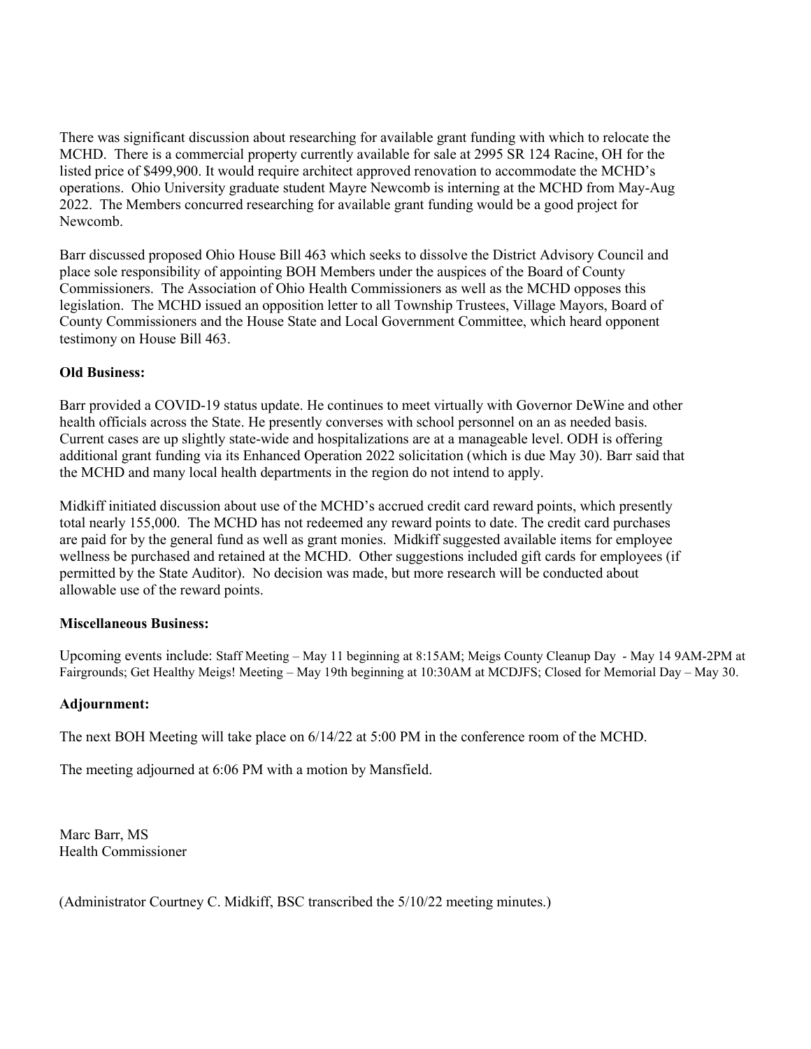There was significant discussion about researching for available grant funding with which to relocate the MCHD. There is a commercial property currently available for sale at 2995 SR 124 Racine, OH for the listed price of $499,900. It would require architect approved renovation to accommodate the MCHD's operations. Ohio University graduate student Mayre Newcomb is interning at the MCHD from May-Aug 2022. The Members concurred researching for available grant funding would be a good project for Newcomb.

Barr discussed proposed Ohio House Bill 463 which seeks to dissolve the District Advisory Council and place sole responsibility of appointing BOH Members under the auspices of the Board of County Commissioners. The Association of Ohio Health Commissioners as well as the MCHD opposes this legislation. The MCHD issued an opposition letter to all Township Trustees, Village Mayors, Board of County Commissioners and the House State and Local Government Committee, which heard opponent testimony on House Bill 463.

**Old Business:**

Barr provided a COVID-19 status update. He continues to meet virtually with Governor DeWine and other health officials across the State. He presently converses with school personnel on an as needed basis. Current cases are up slightly state-wide and hospitalizations are at a manageable level. ODH is offering additional grant funding via its Enhanced Operation 2022 solicitation (which is due May 30). Barr said that the MCHD and many local health departments in the region do not intend to apply.

Midkiff initiated discussion about use of the MCHD's accrued credit card reward points, which presently total nearly 155,000. The MCHD has not redeemed any reward points to date. The credit card purchases are paid for by the general fund as well as grant monies. Midkiff suggested available items for employee wellness be purchased and retained at the MCHD. Other suggestions included gift cards for employees (if permitted by the State Auditor). No decision was made, but more research will be conducted about allowable use of the reward points.

**Miscellaneous Business:**

Upcoming events include: Staff Meeting – May 11 beginning at 8:15AM; Meigs County Cleanup Day - May 14 9AM-2PM at Fairgrounds; Get Healthy Meigs! Meeting – May 19th beginning at 10:30AM at MCDJFS; Closed for Memorial Day – May 30.

**Adjournment:**

The next BOH Meeting will take place on 6/14/22 at 5:00 PM in the conference room of the MCHD.

The meeting adjourned at 6:06 PM with a motion by Mansfield.

Marc Barr, MS
Health Commissioner

(Administrator Courtney C. Midkiff, BSC transcribed the 5/10/22 meeting minutes.)